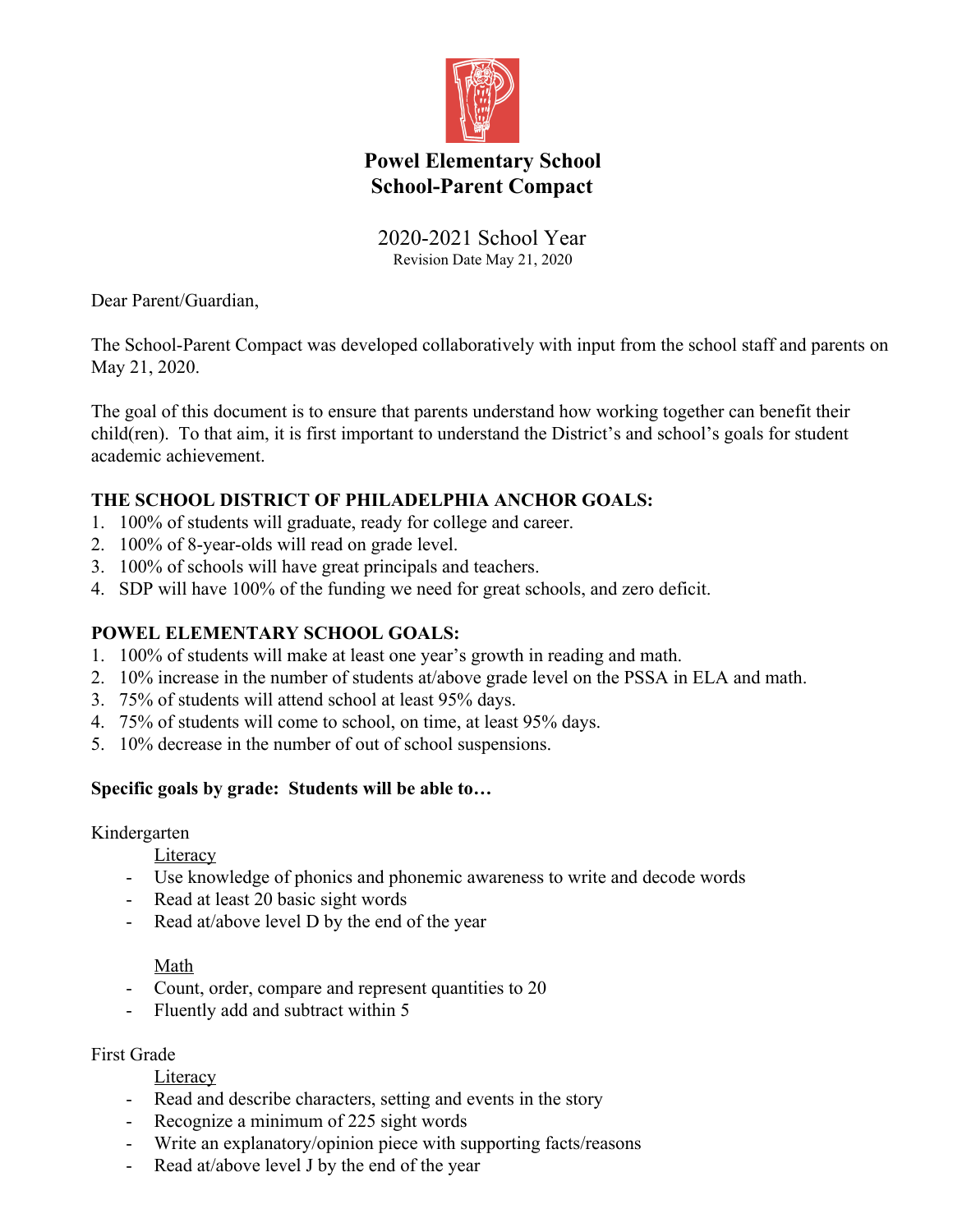# Powel Elementary School
# School-Parent Compact

2020-2021 School Year
Revision Date May 21, 2020

Dear Parent/Guardian,

The School-Parent Compact was developed collaboratively with input from the school staff and parents on May 21, 2020.

The goal of this document is to ensure that parents understand how working together can benefit their child(ren). To that aim, it is first important to understand the District's and school's goals for student academic achievement.

**THE SCHOOL DISTRICT OF PHILADELPHIA ANCHOR GOALS:**

1. 100% of students will graduate, ready for college and career.
2. 100% of 8-year-olds will read on grade level.
3. 100% of schools will have great principals and teachers.
4. SDP will have 100% of the funding we need for great schools, and zero deficit.

**POWEL ELEMENTARY SCHOOL GOALS:**

1. 100% of students will make at least one year's growth in reading and math.
2. 10% increase in the number of students at/above grade level on the PSSA in ELA and math.
3. 75% of students will attend school at least 95% days.
4. 75% of students will come to school, on time, at least 95% days.
5. 10% decrease in the number of out of school suspensions.

**Specific goals by grade: Students will be able to…**

Kindergarten

Literacy

- Use knowledge of phonics and phonemic awareness to write and decode words
- Read at least 20 basic sight words
- Read at/above level D by the end of the year

Math

- Count, order, compare and represent quantities to 20
- Fluently add and subtract within 5

First Grade

Literacy

- Read and describe characters, setting and events in the story
- Recognize a minimum of 225 sight words
- Write an explanatory/opinion piece with supporting facts/reasons
- Read at/above level J by the end of the year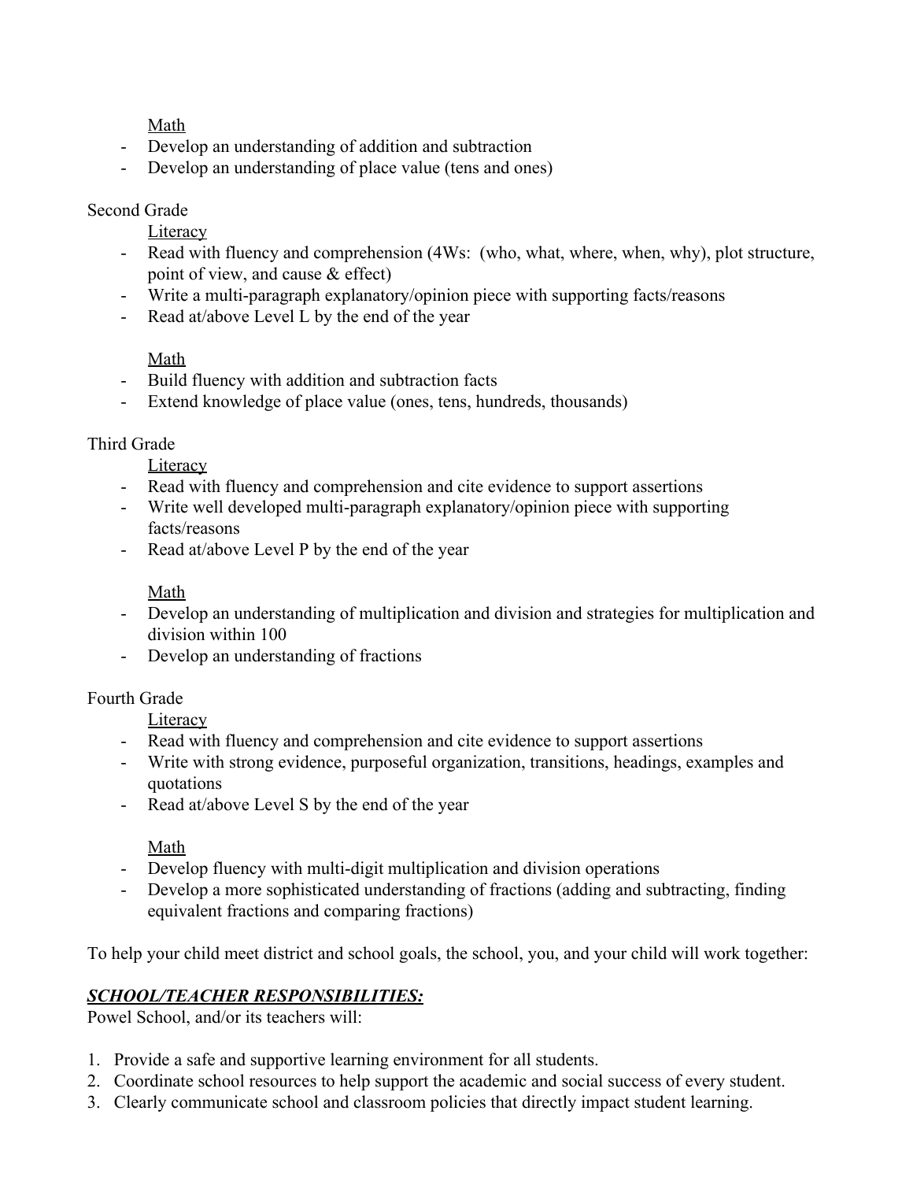Math

- Develop an understanding of addition and subtraction
- Develop an understanding of place value (tens and ones)

Second Grade

Literacy

- Read with fluency and comprehension (4Ws: (who, what, where, when, why), plot structure, point of view, and cause & effect)
- Write a multi-paragraph explanatory/opinion piece with supporting facts/reasons
- Read at/above Level L by the end of the year

Math

- Build fluency with addition and subtraction facts
- Extend knowledge of place value (ones, tens, hundreds, thousands)

Third Grade

Literacy

- Read with fluency and comprehension and cite evidence to support assertions
- Write well developed multi-paragraph explanatory/opinion piece with supporting facts/reasons
- Read at/above Level P by the end of the year

Math

- Develop an understanding of multiplication and division and strategies for multiplication and division within 100
- Develop an understanding of fractions

Fourth Grade

Literacy

- Read with fluency and comprehension and cite evidence to support assertions
- Write with strong evidence, purposeful organization, transitions, headings, examples and quotations
- Read at/above Level S by the end of the year

Math

- Develop fluency with multi-digit multiplication and division operations
- Develop a more sophisticated understanding of fractions (adding and subtracting, finding equivalent fractions and comparing fractions)

To help your child meet district and school goals, the school, you, and your child will work together:

***SCHOOL/TEACHER RESPONSIBILITIES:***

Powel School, and/or its teachers will:

1. Provide a safe and supportive learning environment for all students.
2. Coordinate school resources to help support the academic and social success of every student.
3. Clearly communicate school and classroom policies that directly impact student learning.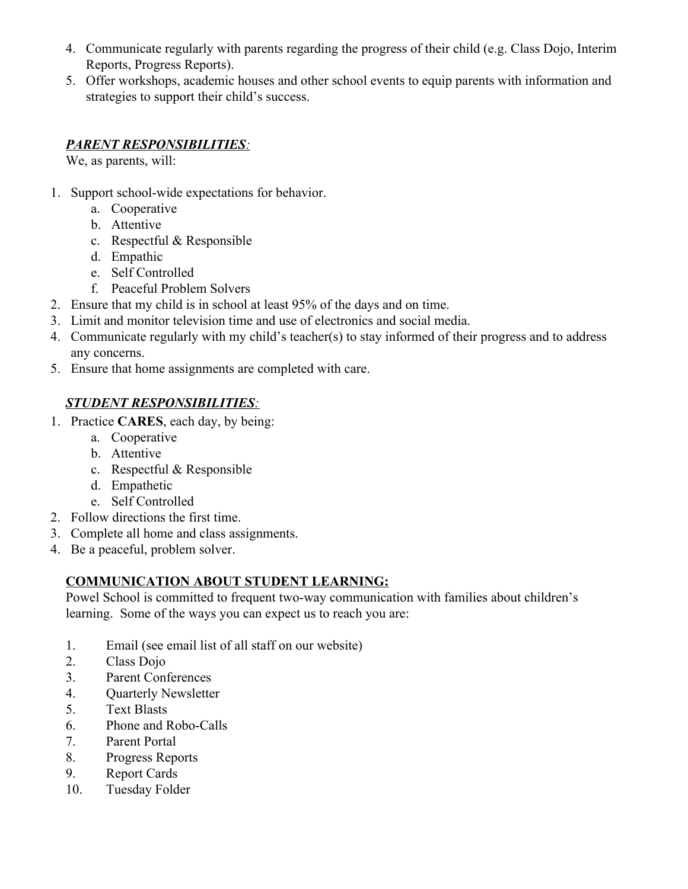4. Communicate regularly with parents regarding the progress of their child (e.g. Class Dojo, Interim Reports, Progress Reports).
5. Offer workshops, academic houses and other school events to equip parents with information and strategies to support their child's success.

***PARENT RESPONSIBILITIES***:

We, as parents, will:

1. Support school-wide expectations for behavior.
    a. Cooperative
    b. Attentive
    c. Respectful & Responsible
    d. Empathic
    e. Self Controlled
    f. Peaceful Problem Solvers
2. Ensure that my child is in school at least 95% of the days and on time.
3. Limit and monitor television time and use of electronics and social media.
4. Communicate regularly with my child's teacher(s) to stay informed of their progress and to address any concerns.
5. Ensure that home assignments are completed with care.

***STUDENT RESPONSIBILITIES***:

1. Practice **CARES**, each day, by being:
    a. Cooperative
    b. Attentive
    c. Respectful & Responsible
    d. Empathetic
    e. Self Controlled
2. Follow directions the first time.
3. Complete all home and class assignments.
4. Be a peaceful, problem solver.

**COMMUNICATION ABOUT STUDENT LEARNING:**

Powel School is committed to frequent two-way communication with families about children's learning. Some of the ways you can expect us to reach you are:

1. Email (see email list of all staff on our website)
2. Class Dojo
3. Parent Conferences
4. Quarterly Newsletter
5. Text Blasts
6. Phone and Robo-Calls
7. Parent Portal
8. Progress Reports
9. Report Cards
10. Tuesday Folder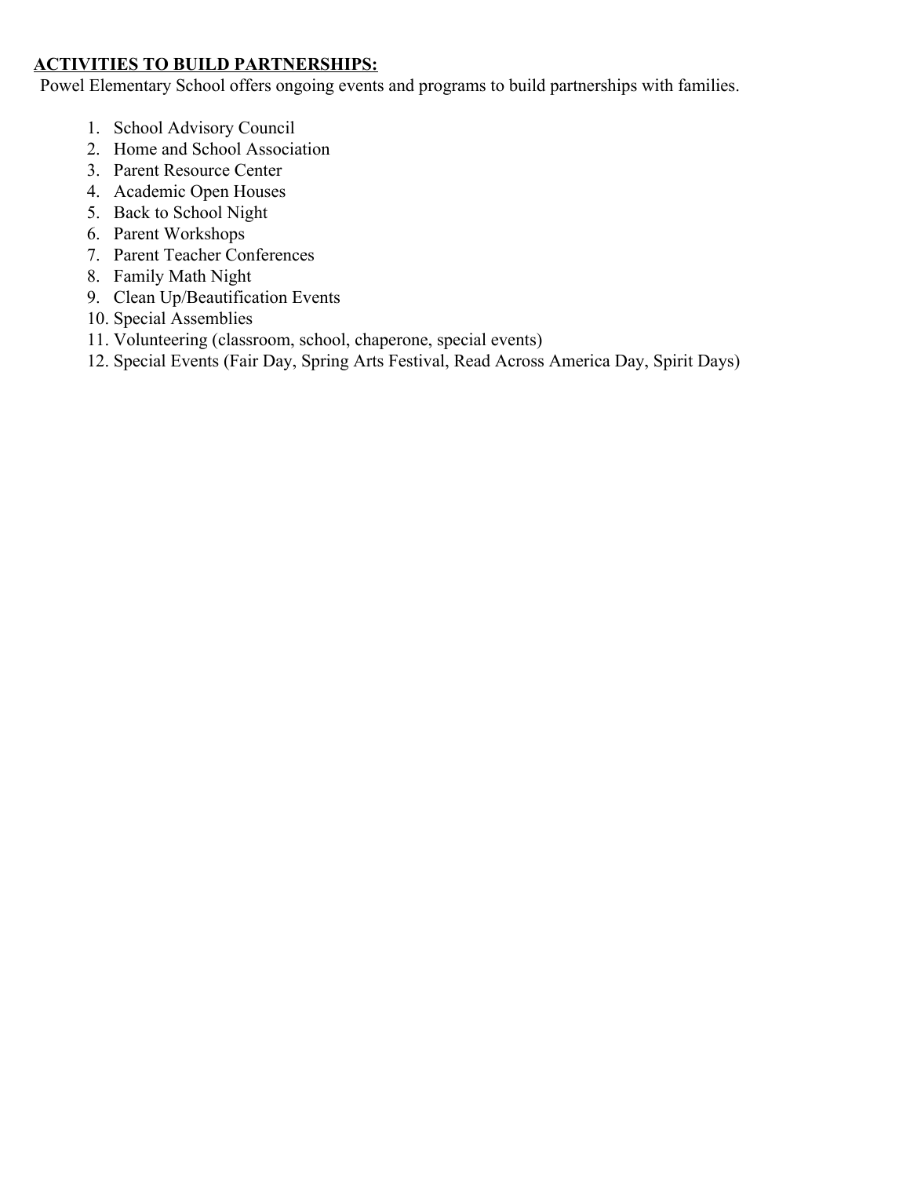**ACTIVITIES TO BUILD PARTNERSHIPS:**

Powel Elementary School offers ongoing events and programs to build partnerships with families.

1. School Advisory Council
2. Home and School Association
3. Parent Resource Center
4. Academic Open Houses
5. Back to School Night
6. Parent Workshops
7. Parent Teacher Conferences
8. Family Math Night
9. Clean Up/Beautification Events
10. Special Assemblies
11. Volunteering (classroom, school, chaperone, special events)
12. Special Events (Fair Day, Spring Arts Festival, Read Across America Day, Spirit Days)